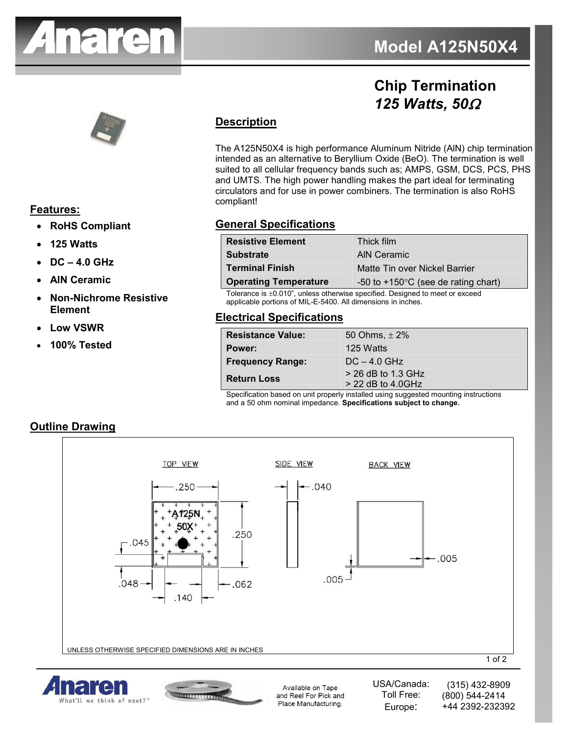# Model A125N50X4

## Chip Termination
### *125 Watts, 50Ω*

## Description

The A125N50X4 is high performance Aluminum Nitride (AlN) chip termination intended as an alternative to Beryllium Oxide (BeO). The termination is well suited to all cellular frequency bands such as; AMPS, GSM, DCS, PCS, PHS and UMTS. The high power handling makes the part ideal for terminating circulators and for use in power combiners. The termination is also RoHS compliant!

## Features:

- **RoHS Compliant**
- **125 Watts**
- **DC – 4.0 GHz**
- **AlN Ceramic**
- **Non-Nichrome Resistive Element**
- **Low VSWR**
- **100% Tested**

## General Specifications

| | |
|---|---|
| **Resistive Element** | Thick film |
| **Substrate** | AlN Ceramic |
| **Terminal Finish** | Matte Tin over Nickel Barrier |
| **Operating Temperature** | -50 to +150°C (see de rating chart) |

Tolerance is ±0.010", unless otherwise specified. Designed to meet or exceed applicable portions of MIL-E-5400. All dimensions in inches.

## Electrical Specifications

| | |
|---|---|
| **Resistance Value:** | 50 Ohms, ± 2% |
| **Power:** | 125 Watts |
| **Frequency Range:** | DC – 4.0 GHz |
| **Return Loss** | > 26 dB to 1.3 GHz<br>> 22 dB to 4.0GHz |

Specification based on unit properly installed using suggested mounting instructions and a 50 ohm nominal impedance. **Specifications subject to change.**

## Outline Drawing

TOP VIEW — .250 (width), .250 (height), .045, .048, .140, .062, marking "A125N 50X"

SIDE VIEW — .040

BACK VIEW — .005, .005

UNLESS OTHERWISE SPECIFIED DIMENSIONS ARE IN INCHES

Available on Tape and Reel For Pick and Place Manufacturing.

| | |
|---|---|
| USA/Canada: | (315) 432-8909 |
| Toll Free: | (800) 544-2414 |
| Europe: | +44 2392-232392 |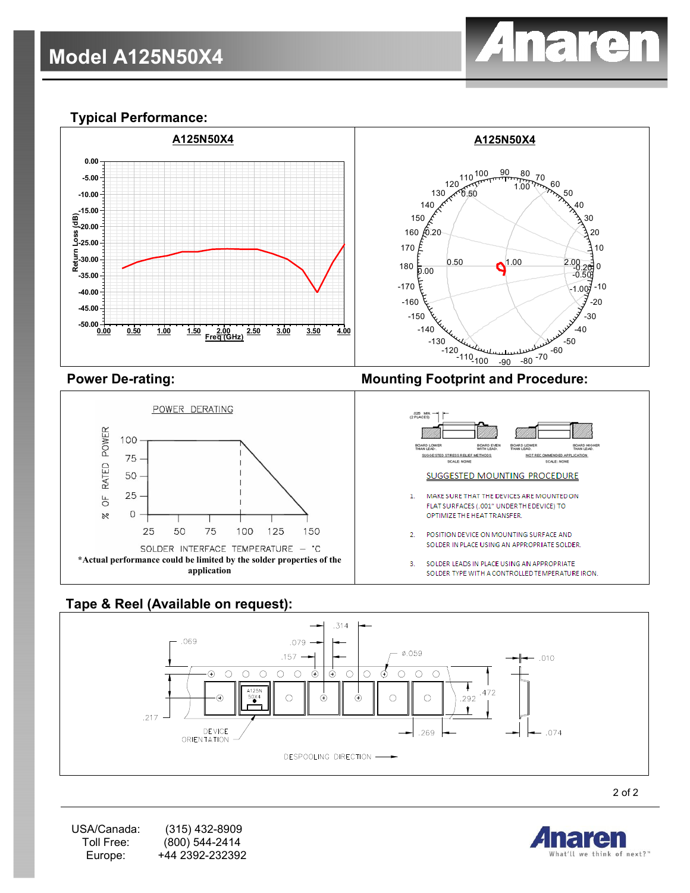# Model A125N50X4

## Typical Performance:

A125N50X4

0.00
-5.00
-10.00
-15.00
-20.00
-25.00
-30.00
-35.00
-40.00
-45.00
-50.00

Return Loss (dB)

0.00 0.50 1.00 1.50 2.00 2.50 3.00 3.50 4.00

Freq (GHz)

A125N50X4

## Power De-rating:

POWER DERATING

% OF RATED POWER

100
75
50
25
0

25 50 75 100 125 150

SOLDER INTERFACE TEMPERATURE – °C

***Actual performance could be limited by the solder properties of the application**

## Mounting Footprint and Procedure:

.025 MIN. (2 PLACES)

BOARD LOWER THAN LEAD · BOARD EVEN WITH LEAD · BOARD LOWER THAN LEAD · BOARD HIGHER THAN LEAD

SUGGESTED STRESS RELIEF METHODS — SCALE: NONE

NOT RECOMMENDED APPLICATION — SCALE: NONE

SUGGESTED MOUNTING PROCEDURE

1. MAKE SURE THAT THE DEVICES ARE MOUNTED ON FLAT SURFACES (.001" UNDER THE DEVICE) TO OPTIMIZE THE HEAT TRANSFER.
2. POSITION DEVICE ON MOUNTING SURFACE AND SOLDER IN PLACE USING AN APPROPRIATE SOLDER.
3. SOLDER LEADS IN PLACE USING AN APPROPRIATE SOLDER TYPE WITH A CONTROLLED TEMPERATURE IRON.

## Tape & Reel (Available on request):

.314
.069
.079
.157
ø.059
.010
.472
.292
.217
.269
.074

A125N 50X4

DEVICE ORIENTATION

DESPOOLING DIRECTION

USA/Canada: (315) 432-8909
Toll Free: (800) 544-2414
Europe: +44 2392-232392

Anaren — What'll we think of next?™